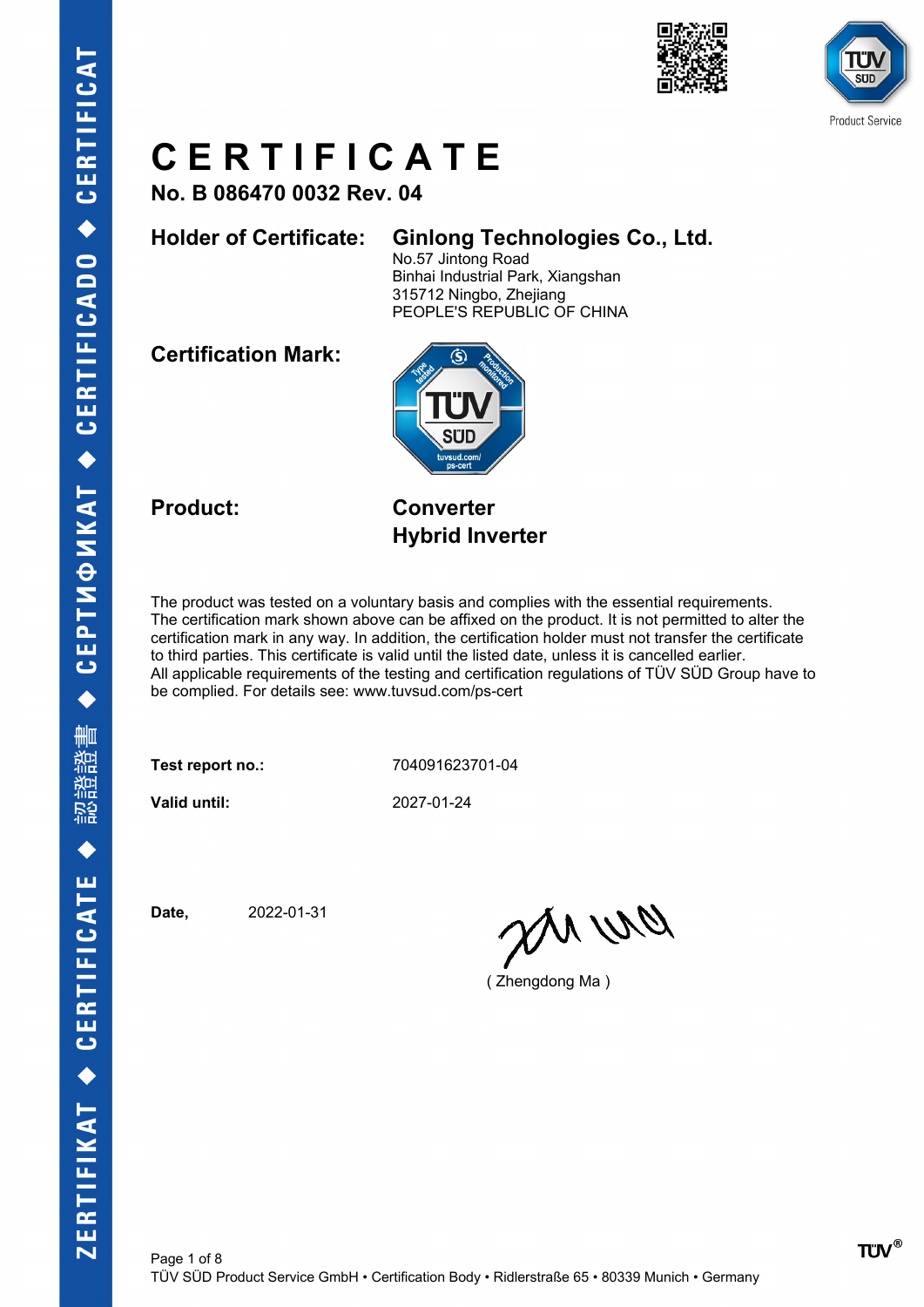# CERTIFICATE

**No. B 086470 0032 Rev. 04**

**Holder of Certificate:** **Ginlong Technologies Co., Ltd.**
No.57 Jintong Road
Binhai Industrial Park, Xiangshan
315712 Ningbo, Zhejiang
PEOPLE'S REPUBLIC OF CHINA

**Certification Mark:**

**Product:** **Converter**
**Hybrid Inverter**

The product was tested on a voluntary basis and complies with the essential requirements. The certification mark shown above can be affixed on the product. It is not permitted to alter the certification mark in any way. In addition, the certification holder must not transfer the certificate to third parties. This certificate is valid until the listed date, unless it is cancelled earlier. All applicable requirements of the testing and certification regulations of TÜV SÜD Group have to be complied. For details see: www.tuvsud.com/ps-cert

**Test report no.:** 704091623701-04

**Valid until:** 2027-01-24

**Date,** 2022-01-31

( Zhengdong Ma )

TÜV SÜD Product Service GmbH • Certification Body • Ridlerstraße 65 • 80339 Munich • Germany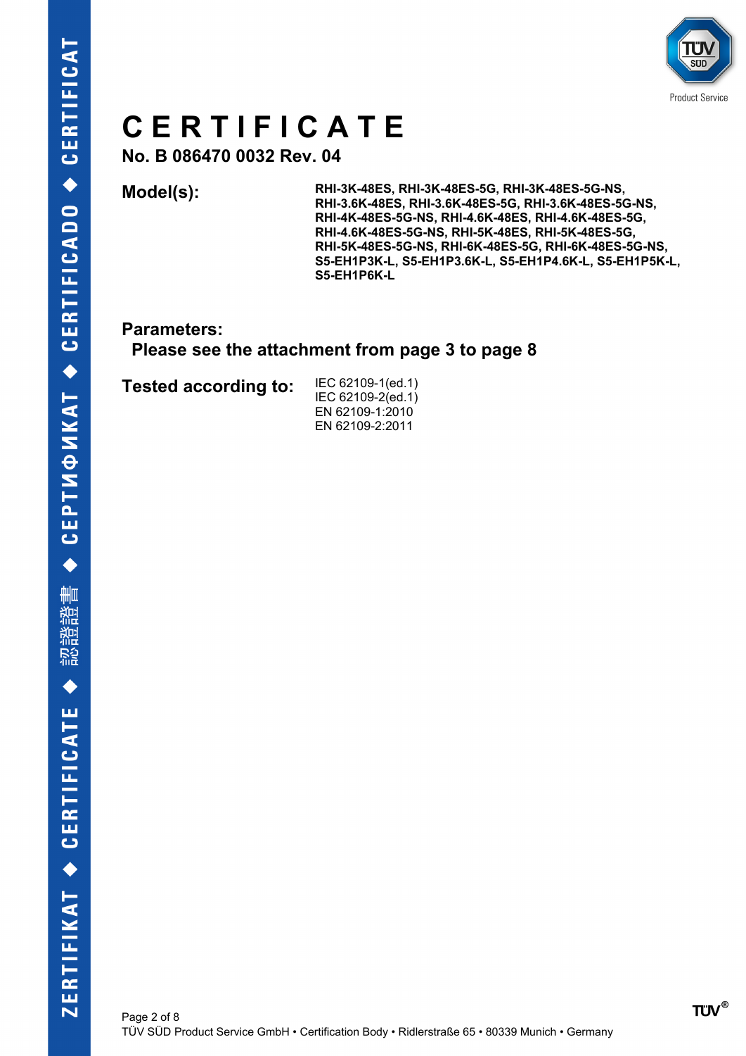# CERTIFICATE

**No. B 086470 0032 Rev. 04**

**Model(s):** RHI-3K-48ES, RHI-3K-48ES-5G, RHI-3K-48ES-5G-NS, RHI-3.6K-48ES, RHI-3.6K-48ES-5G, RHI-3.6K-48ES-5G-NS, RHI-4K-48ES-5G-NS, RHI-4.6K-48ES, RHI-4.6K-48ES-5G, RHI-4.6K-48ES-5G-NS, RHI-5K-48ES, RHI-5K-48ES-5G, RHI-5K-48ES-5G-NS, RHI-6K-48ES-5G, RHI-6K-48ES-5G-NS, S5-EH1P3K-L, S5-EH1P3.6K-L, S5-EH1P4.6K-L, S5-EH1P5K-L, S5-EH1P6K-L

**Parameters:**
**Please see the attachment from page 3 to page 8**

**Tested according to:**
IEC 62109-1(ed.1)
IEC 62109-2(ed.1)
EN 62109-1:2010
EN 62109-2:2011

TÜV SÜD Product Service GmbH • Certification Body • Ridlerstraße 65 • 80339 Munich • Germany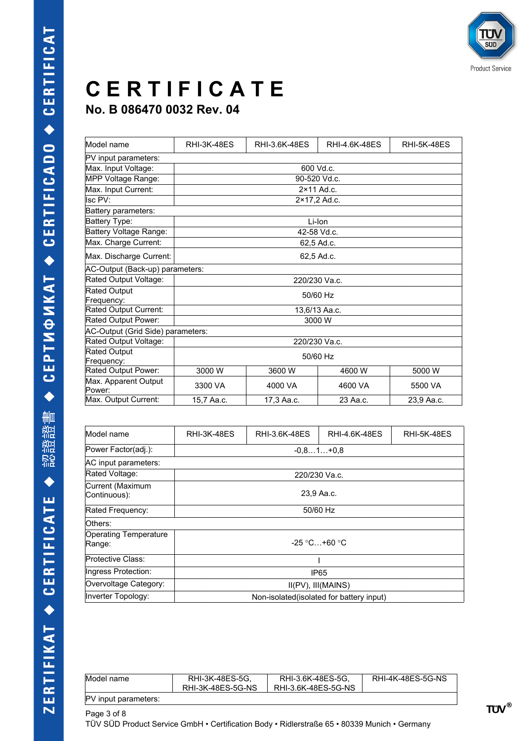# CERTIFICATE

## No. B 086470 0032 Rev. 04

| Model name | RHI-3K-48ES | RHI-3.6K-48ES | RHI-4.6K-48ES | RHI-5K-48ES |
|---|---|---|---|---|
| PV input parameters: | | | | |
| Max. Input Voltage: | 600 Vd.c. | | | |
| MPP Voltage Range: | 90-520 Vd.c. | | | |
| Max. Input Current: | 2×11 Ad.c. | | | |
| Isc PV: | 2×17,2 Ad.c. | | | |
| Battery parameters: | | | | |
| Battery Type: | Li-Ion | | | |
| Battery Voltage Range: | 42-58 Vd.c. | | | |
| Max. Charge Current: | 62,5 Ad.c. | | | |
| Max. Discharge Current: | 62,5 Ad.c. | | | |
| AC-Output (Back-up) parameters: | | | | |
| Rated Output Voltage: | 220/230 Va.c. | | | |
| Rated Output Frequency: | 50/60 Hz | | | |
| Rated Output Current: | 13,6/13 Aa.c. | | | |
| Rated Output Power: | 3000 W | | | |
| AC-Output (Grid Side) parameters: | | | | |
| Rated Output Voltage: | 220/230 Va.c. | | | |
| Rated Output Frequency: | 50/60 Hz | | | |
| Rated Output Power: | 3000 W | 3600 W | 4600 W | 5000 W |
| Max. Apparent Output Power: | 3300 VA | 4000 VA | 4600 VA | 5500 VA |
| Max. Output Current: | 15,7 Aa.c. | 17,3 Aa.c. | 23 Aa.c. | 23,9 Aa.c. |

| Model name | RHI-3K-48ES | RHI-3.6K-48ES | RHI-4.6K-48ES | RHI-5K-48ES |
|---|---|---|---|---|
| Power Factor(adj.): | -0,8…1…+0,8 | | | |
| AC input parameters: | | | | |
| Rated Voltage: | 220/230 Va.c. | | | |
| Current (Maximum Continuous): | 23,9 Aa.c. | | | |
| Rated Frequency: | 50/60 Hz | | | |
| Others: | | | | |
| Operating Temperature Range: | -25 °C…+60 °C | | | |
| Protective Class: | I | | | |
| Ingress Protection: | IP65 | | | |
| Overvoltage Category: | II(PV), III(MAINS) | | | |
| Inverter Topology: | Non-isolated(isolated for battery input) | | | |

| Model name | RHI-3K-48ES-5G, RHI-3K-48ES-5G-NS | RHI-3.6K-48ES-5G, RHI-3.6K-48ES-5G-NS | RHI-4K-48ES-5G-NS |
|---|---|---|---|
| PV input parameters: | | | |

TÜV SÜD Product Service GmbH • Certification Body • Ridlerstraße 65 • 80339 Munich • Germany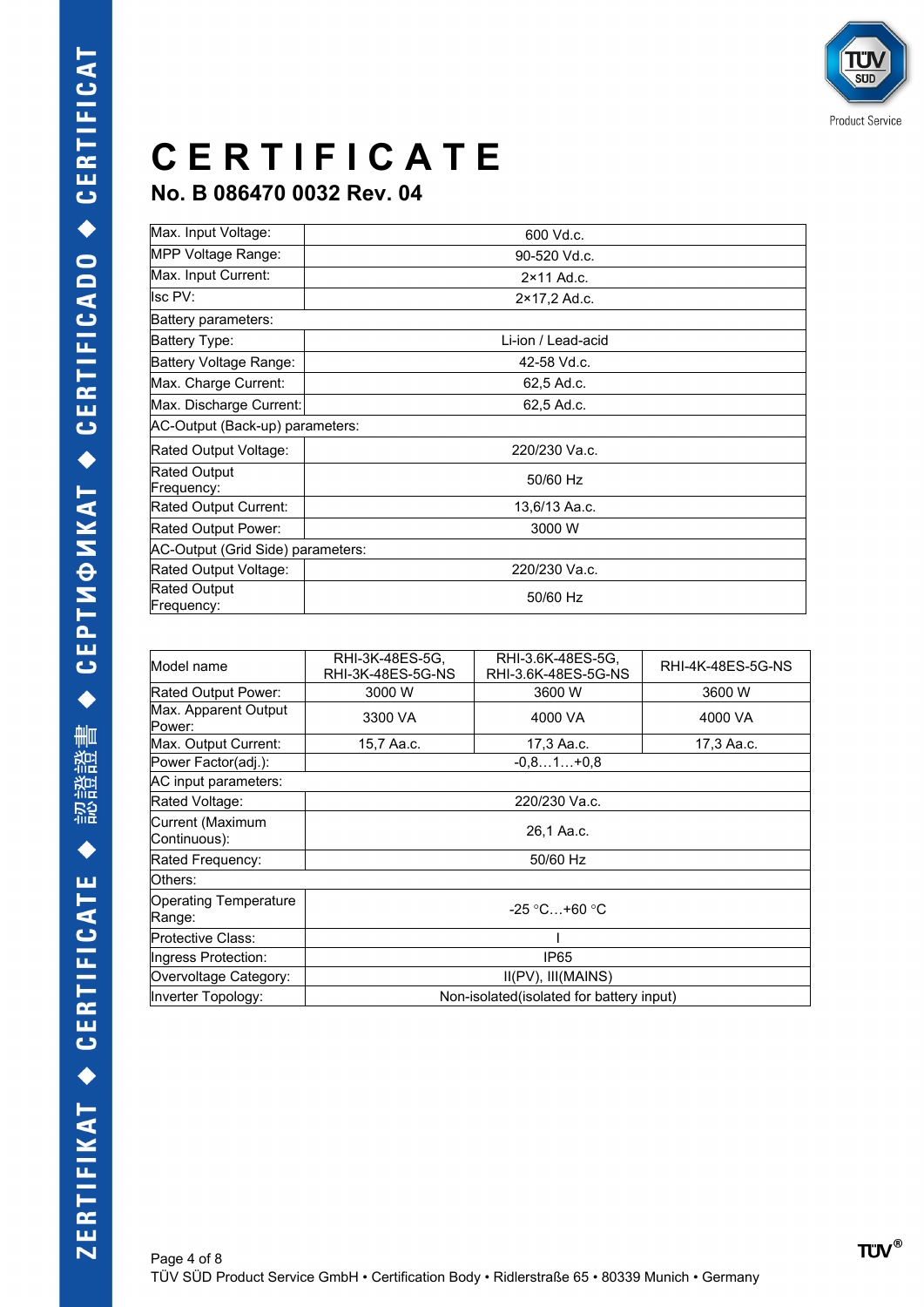# CERTIFICATE

## No. B 086470 0032 Rev. 04

| | |
|---|---|
| Max. Input Voltage: | 600 Vd.c. |
| MPP Voltage Range: | 90-520 Vd.c. |
| Max. Input Current: | 2×11 Ad.c. |
| Isc PV: | 2×17,2 Ad.c. |
| Battery parameters: | |
| Battery Type: | Li-ion / Lead-acid |
| Battery Voltage Range: | 42-58 Vd.c. |
| Max. Charge Current: | 62,5 Ad.c. |
| Max. Discharge Current: | 62,5 Ad.c. |
| AC-Output (Back-up) parameters: | |
| Rated Output Voltage: | 220/230 Va.c. |
| Rated Output Frequency: | 50/60 Hz |
| Rated Output Current: | 13,6/13 Aa.c. |
| Rated Output Power: | 3000 W |
| AC-Output (Grid Side) parameters: | |
| Rated Output Voltage: | 220/230 Va.c. |
| Rated Output Frequency: | 50/60 Hz |

| Model name | RHI-3K-48ES-5G, RHI-3K-48ES-5G-NS | RHI-3.6K-48ES-5G, RHI-3.6K-48ES-5G-NS | RHI-4K-48ES-5G-NS |
|---|---|---|---|
| Rated Output Power: | 3000 W | 3600 W | 3600 W |
| Max. Apparent Output Power: | 3300 VA | 4000 VA | 4000 VA |
| Max. Output Current: | 15,7 Aa.c. | 17,3 Aa.c. | 17,3 Aa.c. |
| Power Factor(adj.): | -0,8…1…+0,8 | | |
| AC input parameters: | | | |
| Rated Voltage: | 220/230 Va.c. | | |
| Current (Maximum Continuous): | 26,1 Aa.c. | | |
| Rated Frequency: | 50/60 Hz | | |
| Others: | | | |
| Operating Temperature Range: | -25 °C…+60 °C | | |
| Protective Class: | I | | |
| Ingress Protection: | IP65 | | |
| Overvoltage Category: | II(PV), III(MAINS) | | |
| Inverter Topology: | Non-isolated(isolated for battery input) | | |

TÜV SÜD Product Service GmbH • Certification Body • Ridlerstraße 65 • 80339 Munich • Germany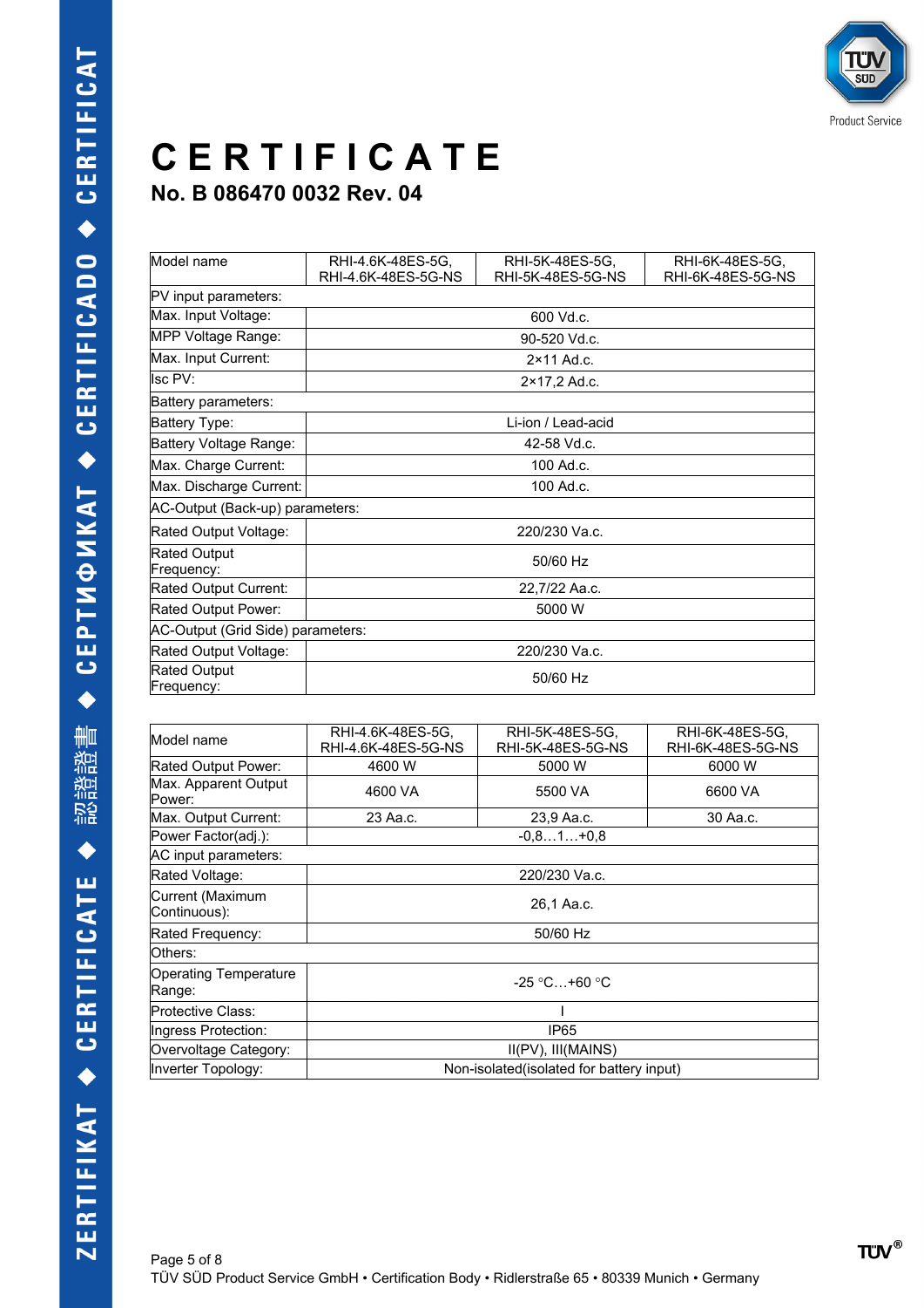# CERTIFICATE

## No. B 086470 0032 Rev. 04

| Model name | RHI-4.6K-48ES-5G, RHI-4.6K-48ES-5G-NS | RHI-5K-48ES-5G, RHI-5K-48ES-5G-NS | RHI-6K-48ES-5G, RHI-6K-48ES-5G-NS |
|---|---|---|---|
| PV input parameters: | | | |
| Max. Input Voltage: | 600 Vd.c. | | |
| MPP Voltage Range: | 90-520 Vd.c. | | |
| Max. Input Current: | 2×11 Ad.c. | | |
| Isc PV: | 2×17,2 Ad.c. | | |
| Battery parameters: | | | |
| Battery Type: | Li-ion / Lead-acid | | |
| Battery Voltage Range: | 42-58 Vd.c. | | |
| Max. Charge Current: | 100 Ad.c. | | |
| Max. Discharge Current: | 100 Ad.c. | | |
| AC-Output (Back-up) parameters: | | | |
| Rated Output Voltage: | 220/230 Va.c. | | |
| Rated Output Frequency: | 50/60 Hz | | |
| Rated Output Current: | 22,7/22 Aa.c. | | |
| Rated Output Power: | 5000 W | | |
| AC-Output (Grid Side) parameters: | | | |
| Rated Output Voltage: | 220/230 Va.c. | | |
| Rated Output Frequency: | 50/60 Hz | | |

| Model name | RHI-4.6K-48ES-5G, RHI-4.6K-48ES-5G-NS | RHI-5K-48ES-5G, RHI-5K-48ES-5G-NS | RHI-6K-48ES-5G, RHI-6K-48ES-5G-NS |
|---|---|---|---|
| Rated Output Power: | 4600 W | 5000 W | 6000 W |
| Max. Apparent Output Power: | 4600 VA | 5500 VA | 6600 VA |
| Max. Output Current: | 23 Aa.c. | 23,9 Aa.c. | 30 Aa.c. |
| Power Factor(adj.): | -0,8…1…+0,8 | | |
| AC input parameters: | | | |
| Rated Voltage: | 220/230 Va.c. | | |
| Current (Maximum Continuous): | 26,1 Aa.c. | | |
| Rated Frequency: | 50/60 Hz | | |
| Others: | | | |
| Operating Temperature Range: | -25 °C…+60 °C | | |
| Protective Class: | I | | |
| Ingress Protection: | IP65 | | |
| Overvoltage Category: | II(PV), III(MAINS) | | |
| Inverter Topology: | Non-isolated(isolated for battery input) | | |

TÜV SÜD Product Service GmbH • Certification Body • Ridlerstraße 65 • 80339 Munich • Germany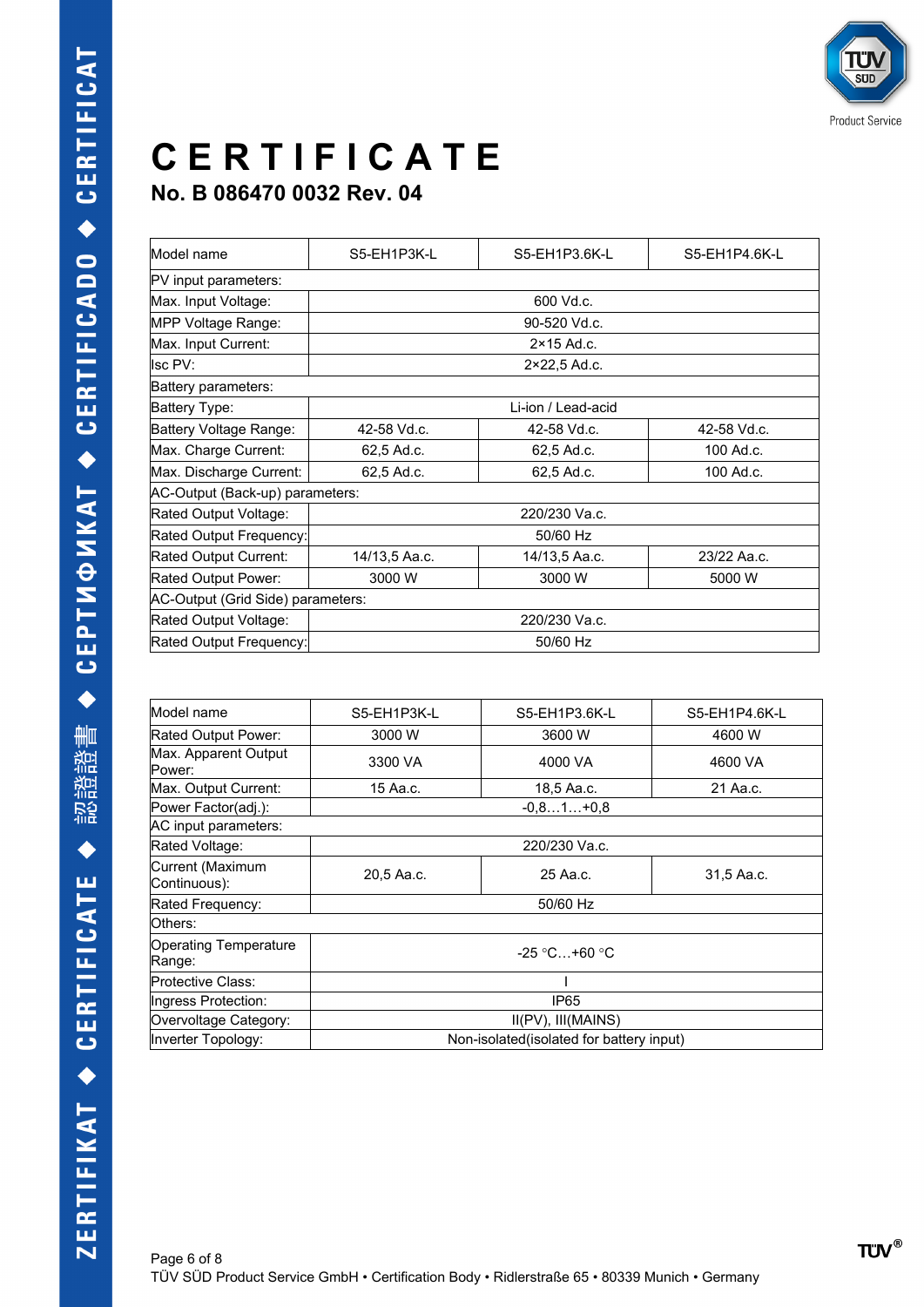# CERTIFICATE

## No. B 086470 0032 Rev. 04

| Model name | S5-EH1P3K-L | S5-EH1P3.6K-L | S5-EH1P4.6K-L |
|---|---|---|---|
| PV input parameters: | | | |
| Max. Input Voltage: | 600 Vd.c. | | |
| MPP Voltage Range: | 90-520 Vd.c. | | |
| Max. Input Current: | 2×15 Ad.c. | | |
| Isc PV: | 2×22,5 Ad.c. | | |
| Battery parameters: | | | |
| Battery Type: | Li-ion / Lead-acid | | |
| Battery Voltage Range: | 42-58 Vd.c. | 42-58 Vd.c. | 42-58 Vd.c. |
| Max. Charge Current: | 62,5 Ad.c. | 62,5 Ad.c. | 100 Ad.c. |
| Max. Discharge Current: | 62,5 Ad.c. | 62,5 Ad.c. | 100 Ad.c. |
| AC-Output (Back-up) parameters: | | | |
| Rated Output Voltage: | 220/230 Va.c. | | |
| Rated Output Frequency: | 50/60 Hz | | |
| Rated Output Current: | 14/13,5 Aa.c. | 14/13,5 Aa.c. | 23/22 Aa.c. |
| Rated Output Power: | 3000 W | 3000 W | 5000 W |
| AC-Output (Grid Side) parameters: | | | |
| Rated Output Voltage: | 220/230 Va.c. | | |
| Rated Output Frequency: | 50/60 Hz | | |

| Model name | S5-EH1P3K-L | S5-EH1P3.6K-L | S5-EH1P4.6K-L |
|---|---|---|---|
| Rated Output Power: | 3000 W | 3600 W | 4600 W |
| Max. Apparent Output Power: | 3300 VA | 4000 VA | 4600 VA |
| Max. Output Current: | 15 Aa.c. | 18,5 Aa.c. | 21 Aa.c. |
| Power Factor(adj.): | -0,8…1…+0,8 | | |
| AC input parameters: | | | |
| Rated Voltage: | 220/230 Va.c. | | |
| Current (Maximum Continuous): | 20,5 Aa.c. | 25 Aa.c. | 31,5 Aa.c. |
| Rated Frequency: | 50/60 Hz | | |
| Others: | | | |
| Operating Temperature Range: | -25 °C…+60 °C | | |
| Protective Class: | I | | |
| Ingress Protection: | IP65 | | |
| Overvoltage Category: | II(PV), III(MAINS) | | |
| Inverter Topology: | Non-isolated(isolated for battery input) | | |

TÜV SÜD Product Service GmbH • Certification Body • Ridlerstraße 65 • 80339 Munich • Germany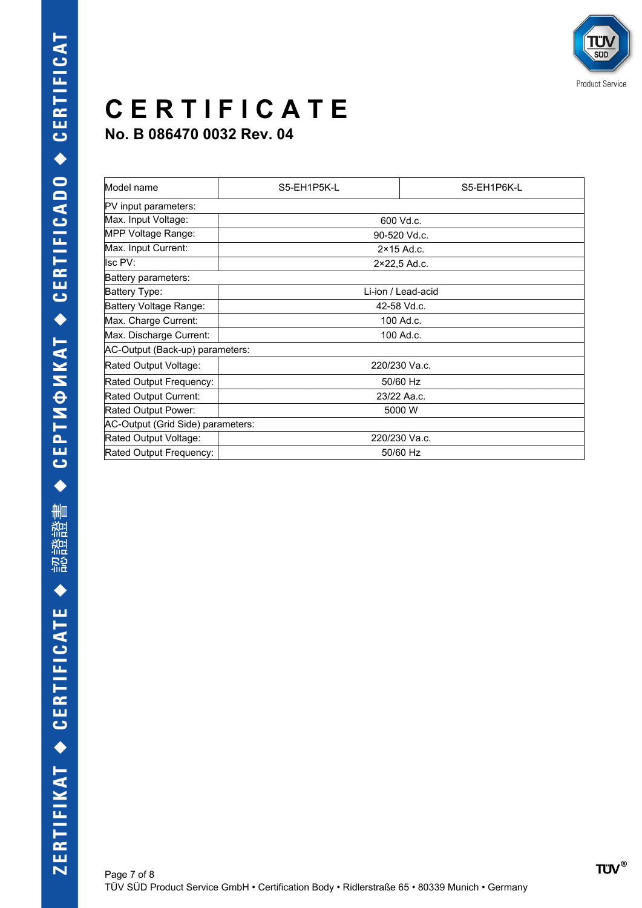# CERTIFICATE

## No. B 086470 0032 Rev. 04

| Model name | S5-EH1P5K-L | S5-EH1P6K-L |
|---|---|---|
| PV input parameters: | | |
| Max. Input Voltage: | 600 Vd.c. | |
| MPP Voltage Range: | 90-520 Vd.c. | |
| Max. Input Current: | 2×15 Ad.c. | |
| Isc PV: | 2×22,5 Ad.c. | |
| Battery parameters: | | |
| Battery Type: | Li-ion / Lead-acid | |
| Battery Voltage Range: | 42-58 Vd.c. | |
| Max. Charge Current: | 100 Ad.c. | |
| Max. Discharge Current: | 100 Ad.c. | |
| AC-Output (Back-up) parameters: | | |
| Rated Output Voltage: | 220/230 Va.c. | |
| Rated Output Frequency: | 50/60 Hz | |
| Rated Output Current: | 23/22 Aa.c. | |
| Rated Output Power: | 5000 W | |
| AC-Output (Grid Side) parameters: | | |
| Rated Output Voltage: | 220/230 Va.c. | |
| Rated Output Frequency: | 50/60 Hz | |

TÜV SÜD Product Service GmbH • Certification Body • Ridlerstraße 65 • 80339 Munich • Germany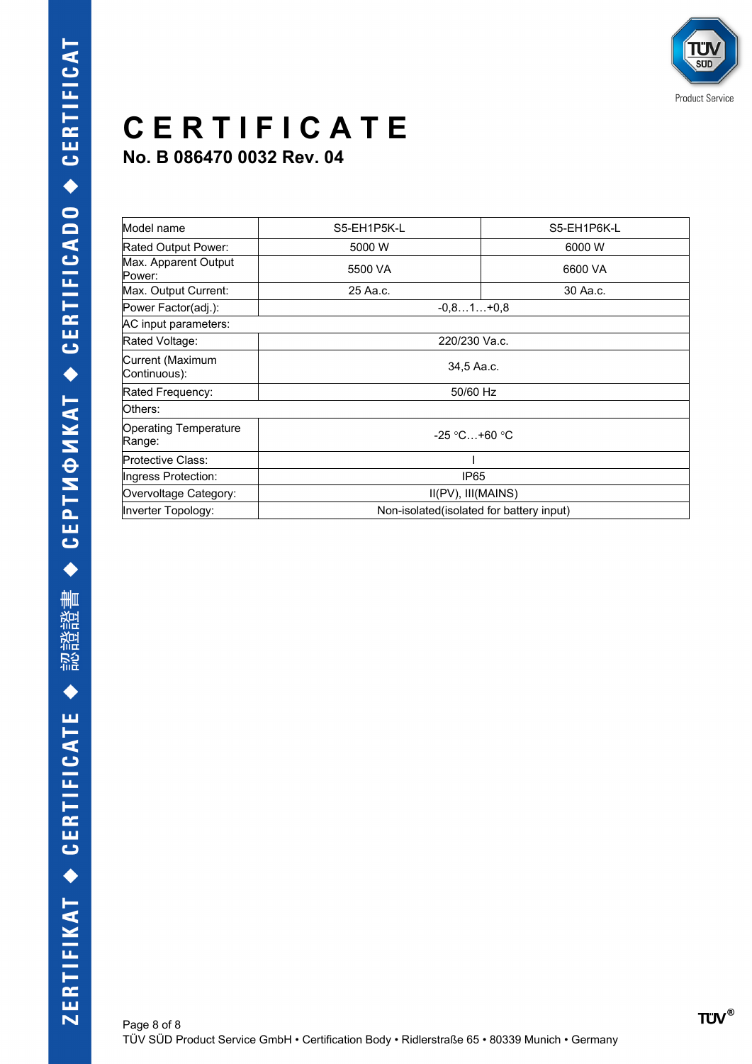# CERTIFICATE

**No. B 086470 0032 Rev. 04**

| Model name | S5-EH1P5K-L | S5-EH1P6K-L |
|---|---|---|
| Rated Output Power: | 5000 W | 6000 W |
| Max. Apparent Output Power: | 5500 VA | 6600 VA |
| Max. Output Current: | 25 Aa.c. | 30 Aa.c. |
| Power Factor(adj.): | -0,8…1…+0,8 | |
| AC input parameters: | | |
| Rated Voltage: | 220/230 Va.c. | |
| Current (Maximum Continuous): | 34,5 Aa.c. | |
| Rated Frequency: | 50/60 Hz | |
| Others: | | |
| Operating Temperature Range: | -25 °C…+60 °C | |
| Protective Class: | I | |
| Ingress Protection: | IP65 | |
| Overvoltage Category: | II(PV), III(MAINS) | |
| Inverter Topology: | Non-isolated(isolated for battery input) | |

TÜV SÜD Product Service GmbH • Certification Body • Ridlerstraße 65 • 80339 Munich • Germany